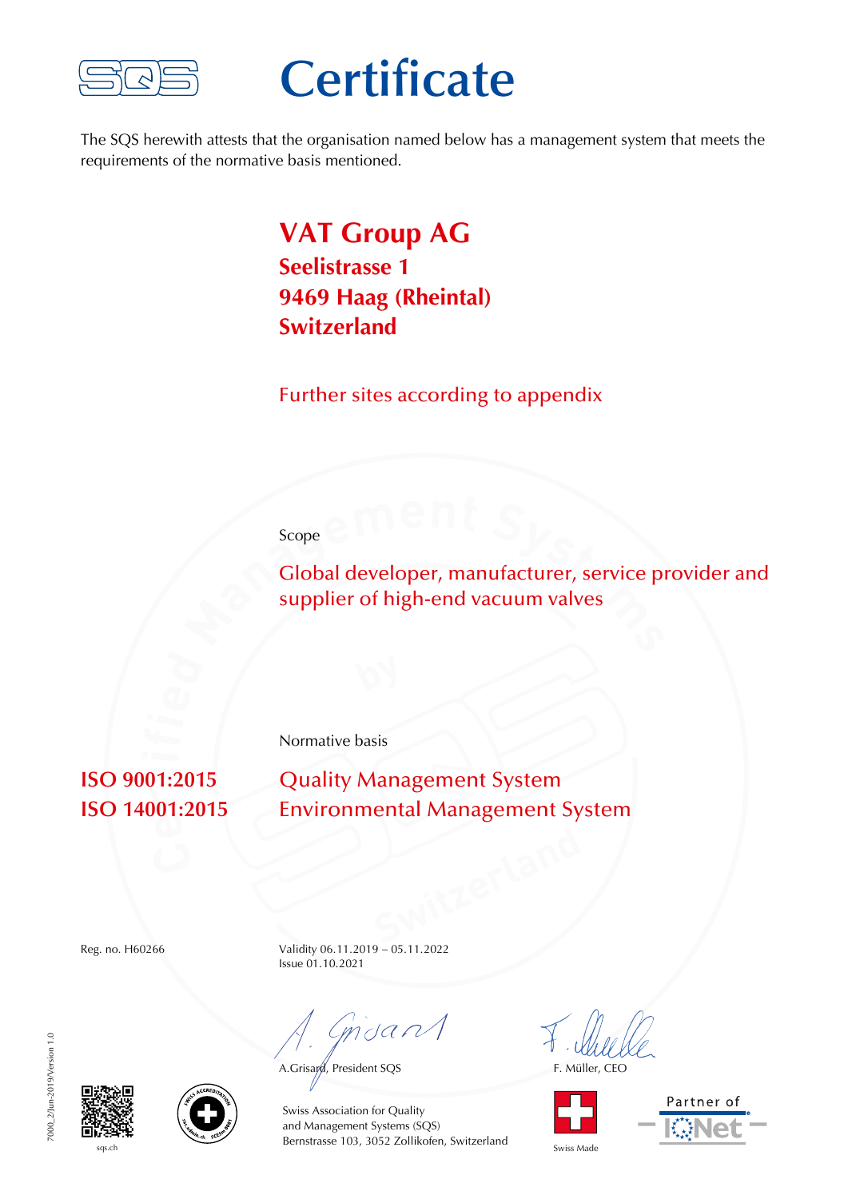SQS

# Certificate

The SQS herewith attests that the organisation named below has a management system that meets the requirements of the normative basis mentioned.

## VAT Group AG

**Seelistrasse 1**
**9469 Haag (Rheintal)**
**Switzerland**

Further sites according to appendix

Scope

Global developer, manufacturer, service provider and supplier of high-end vacuum valves

Normative basis

| | |
|---|---|
| **ISO 9001:2015** | Quality Management System |
| **ISO 14001:2015** | Environmental Management System |

Reg. no. H60266

Validity 06.11.2019 – 05.11.2022
Issue 01.10.2021

A.Grisard, President SQS

F. Müller, CEO

Swiss Association for Quality
and Management Systems (SQS)
Bernstrasse 103, 3052 Zollikofen, Switzerland

sqs.ch

Swiss Made

Partner of IQNet

7000_2/Jun-2019/Version 1.0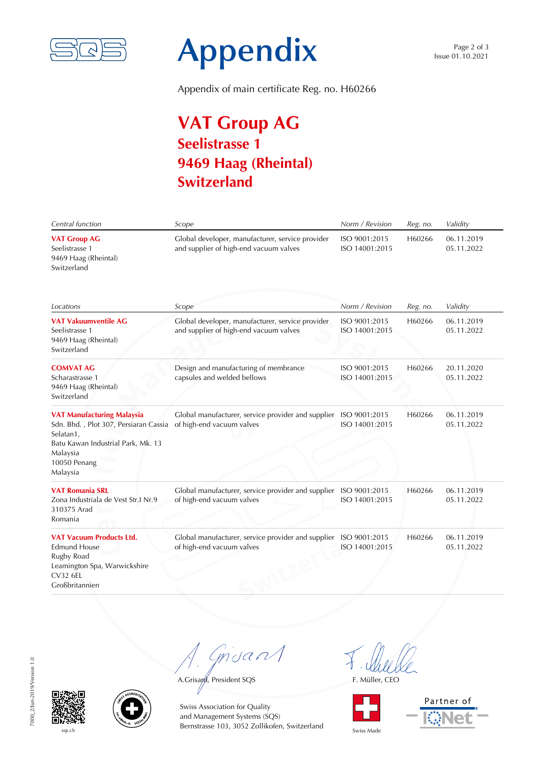# Appendix

Appendix of main certificate Reg. no. H60266

## VAT Group AG
### Seelistrasse 1
### 9469 Haag (Rheintal)
### Switzerland

| *Central function* | *Scope* | *Norm / Revision* | *Reg. no.* | *Validity* |
|---|---|---|---|---|
| **VAT Group AG**<br>Seelistrasse 1<br>9469 Haag (Rheintal)<br>Switzerland | Global developer, manufacturer, service provider and supplier of high-end vacuum valves | ISO 9001:2015<br>ISO 14001:2015 | H60266 | 06.11.2019<br>05.11.2022 |

| *Locations* | *Scope* | *Norm / Revision* | *Reg. no.* | *Validity* |
|---|---|---|---|---|
| **VAT Vakuumventile AG**<br>Seelistrasse 1<br>9469 Haag (Rheintal)<br>Switzerland | Global developer, manufacturer, service provider and supplier of high-end vacuum valves | ISO 9001:2015<br>ISO 14001:2015 | H60266 | 06.11.2019<br>05.11.2022 |
| **COMVAT AG**<br>Scharastrasse 1<br>9469 Haag (Rheintal)<br>Switzerland | Design and manufacturing of membrance capsules and welded bellows | ISO 9001:2015<br>ISO 14001:2015 | H60266 | 20.11.2020<br>05.11.2022 |
| **VAT Manufacturing Malaysia**<br>Sdn. Bhd. , Plot 307, Persiaran Cassia Selatan1,<br>Batu Kawan Industrial Park, Mk. 13<br>Malaysia<br>10050 Penang<br>Malaysia | Global manufacturer, service provider and supplier of high-end vacuum valves | ISO 9001:2015<br>ISO 14001:2015 | H60266 | 06.11.2019<br>05.11.2022 |
| **VAT Romania SRL**<br>Zona Industriala de Vest Str.I Nr.9<br>310375 Arad<br>Romania | Global manufacturer, service provider and supplier of high-end vacuum valves | ISO 9001:2015<br>ISO 14001:2015 | H60266 | 06.11.2019<br>05.11.2022 |
| **VAT Vacuum Products Ltd.**<br>Edmund House<br>Rugby Road<br>Leamington Spa, Warwickshire<br>CV32 6EL<br>Großbritannien | Global manufacturer, service provider and supplier of high-end vacuum valves | ISO 9001:2015<br>ISO 14001:2015 | H60266 | 06.11.2019<br>05.11.2022 |

A.Grisard, President SQS

F. Müller, CEO

Swiss Association for Quality and Management Systems (SQS)
Bernstrasse 103, 3052 Zollikofen, Switzerland

sqs.ch

Swiss Made

Partner of IQNet

7000_2/Jun-2019/Version 1.0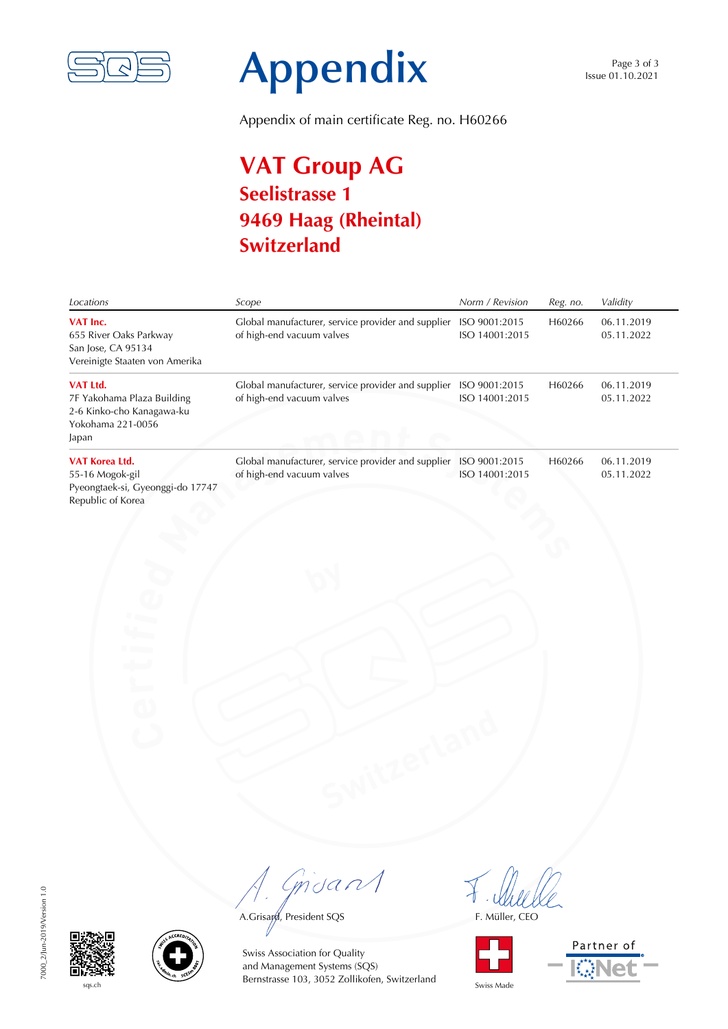# Appendix

Issue 01.10.2021

Appendix of main certificate Reg. no. H60266

## VAT Group AG
### Seelistrasse 1
### 9469 Haag (Rheintal)
### Switzerland

| *Locations* | *Scope* | *Norm / Revision* | *Reg. no.* | *Validity* |
|---|---|---|---|---|
| **VAT Inc.** 655 River Oaks Parkway San Jose, CA 95134 Vereinigte Staaten von Amerika | Global manufacturer, service provider and supplier of high-end vacuum valves | ISO 9001:2015 ISO 14001:2015 | H60266 | 06.11.2019 05.11.2022 |
| **VAT Ltd.** 7F Yakohama Plaza Building 2-6 Kinko-cho Kanagawa-ku Yokohama 221-0056 Japan | Global manufacturer, service provider and supplier of high-end vacuum valves | ISO 9001:2015 ISO 14001:2015 | H60266 | 06.11.2019 05.11.2022 |
| **VAT Korea Ltd.** 55-16 Mogok-gil Pyeongtaek-si, Gyeonggi-do 17747 Republic of Korea | Global manufacturer, service provider and supplier of high-end vacuum valves | ISO 9001:2015 ISO 14001:2015 | H60266 | 06.11.2019 05.11.2022 |

A.Grisard, President SQS

F. Müller, CEO

Swiss Association for Quality and Management Systems (SQS)
Bernstrasse 103, 3052 Zollikofen, Switzerland

sqs.ch

Swiss Made

Partner of IQNet

7000_2/Jun-2019/Version 1.0